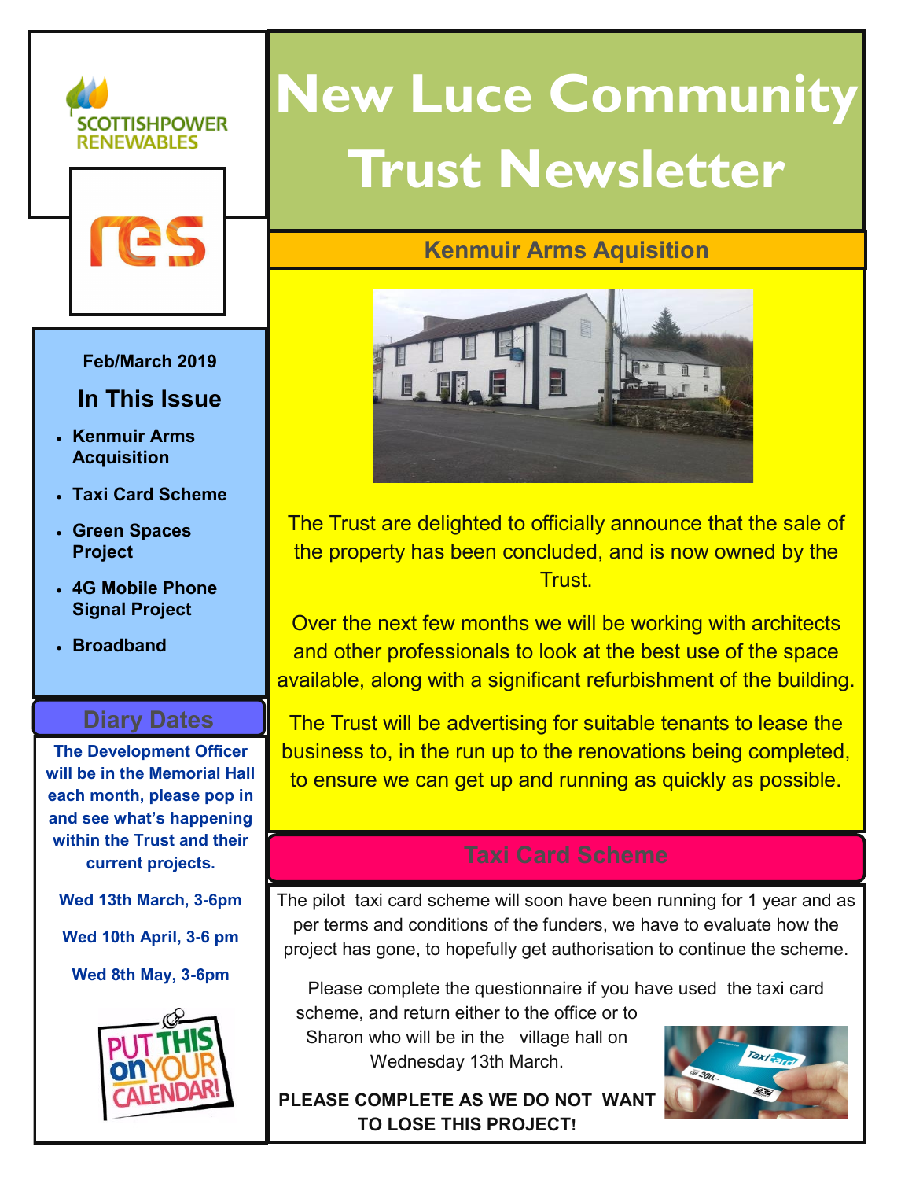# New Luce Community Trust Newsletter

**Feb/March 2019**

## In This Issue

- **Kenmuir Arms Acquisition**
- **Taxi Card Scheme**
- **Green Spaces Project**
- **4G Mobile Phone Signal Project**
- **Broadband**

## Diary Dates

**The Development Officer will be in the Memorial Hall each month, please pop in and see what's happening within the Trust and their current projects.**

**Wed 13th March, 3-6pm**

**Wed 10th April, 3-6 pm**

**Wed 8th May, 3-6pm**

## Kenmuir Arms Aquisition

The Trust are delighted to officially announce that the sale of the property has been concluded, and is now owned by the Trust.

Over the next few months we will be working with architects and other professionals to look at the best use of the space available, along with a significant refurbishment of the building.

The Trust will be advertising for suitable tenants to lease the business to, in the run up to the renovations being completed, to ensure we can get up and running as quickly as possible.

## Taxi Card Scheme

The pilot taxi card scheme will soon have been running for 1 year and as per terms and conditions of the funders, we have to evaluate how the project has gone, to hopefully get authorisation to continue the scheme.

Please complete the questionnaire if you have used the taxi card scheme, and return either to the office or to Sharon who will be in the village hall on Wednesday 13th March.

**PLEASE COMPLETE AS WE DO NOT WANT TO LOSE THIS PROJECT!**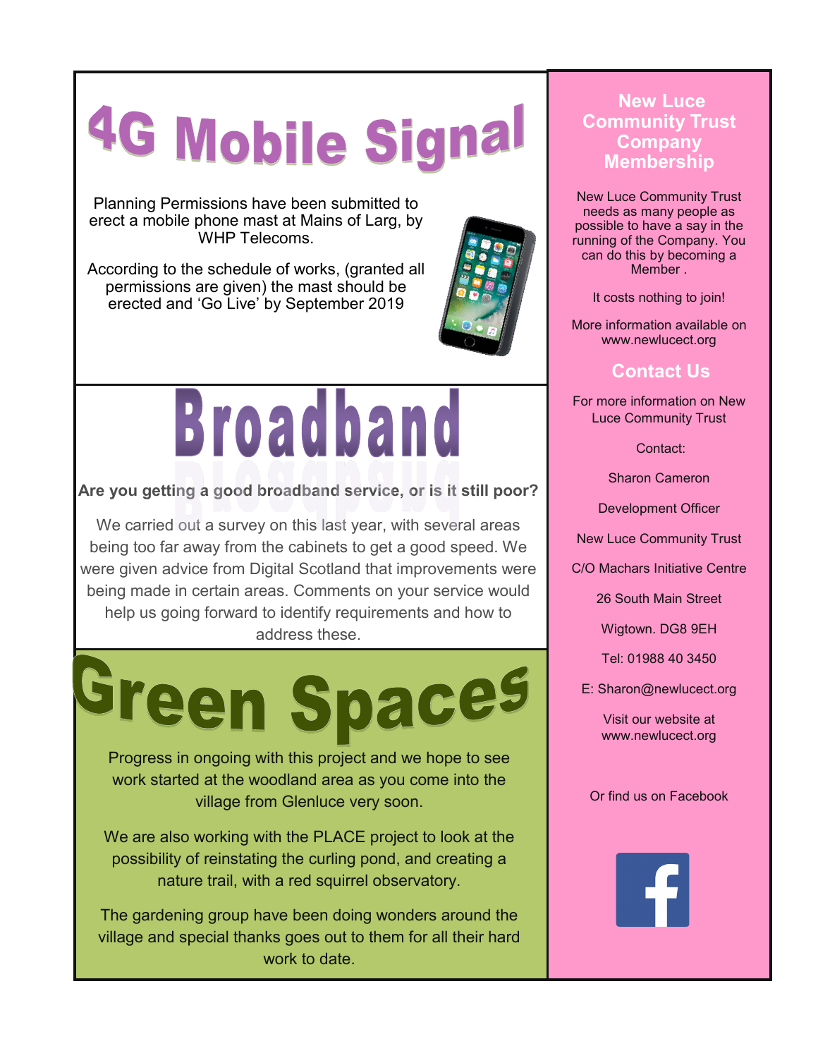# 4G Mobile Signal

Planning Permissions have been submitted to erect a mobile phone mast at Mains of Larg, by WHP Telecoms.

According to the schedule of works, (granted all permissions are given) the mast should be erected and 'Go Live' by September 2019

# Broadband

**Are you getting a good broadband service, or is it still poor?**

We carried out a survey on this last year, with several areas being too far away from the cabinets to get a good speed. We were given advice from Digital Scotland that improvements were being made in certain areas. Comments on your service would help us going forward to identify requirements and how to address these.

# Green Spaces

Progress in ongoing with this project and we hope to see work started at the woodland area as you come into the village from Glenluce very soon.

We are also working with the PLACE project to look at the possibility of reinstating the curling pond, and creating a nature trail, with a red squirrel observatory.

The gardening group have been doing wonders around the village and special thanks goes out to them for all their hard work to date.

## New Luce Community Trust Company Membership

New Luce Community Trust needs as many people as possible to have a say in the running of the Company. You can do this by becoming a Member .

It costs nothing to join!

More information available on www.newlucect.org

## Contact Us

For more information on New Luce Community Trust

Contact:

Sharon Cameron

Development Officer

New Luce Community Trust

C/O Machars Initiative Centre

26 South Main Street

Wigtown. DG8 9EH

Tel: 01988 40 3450

E: Sharon@newlucect.org

Visit our website at www.newlucect.org

Or find us on Facebook